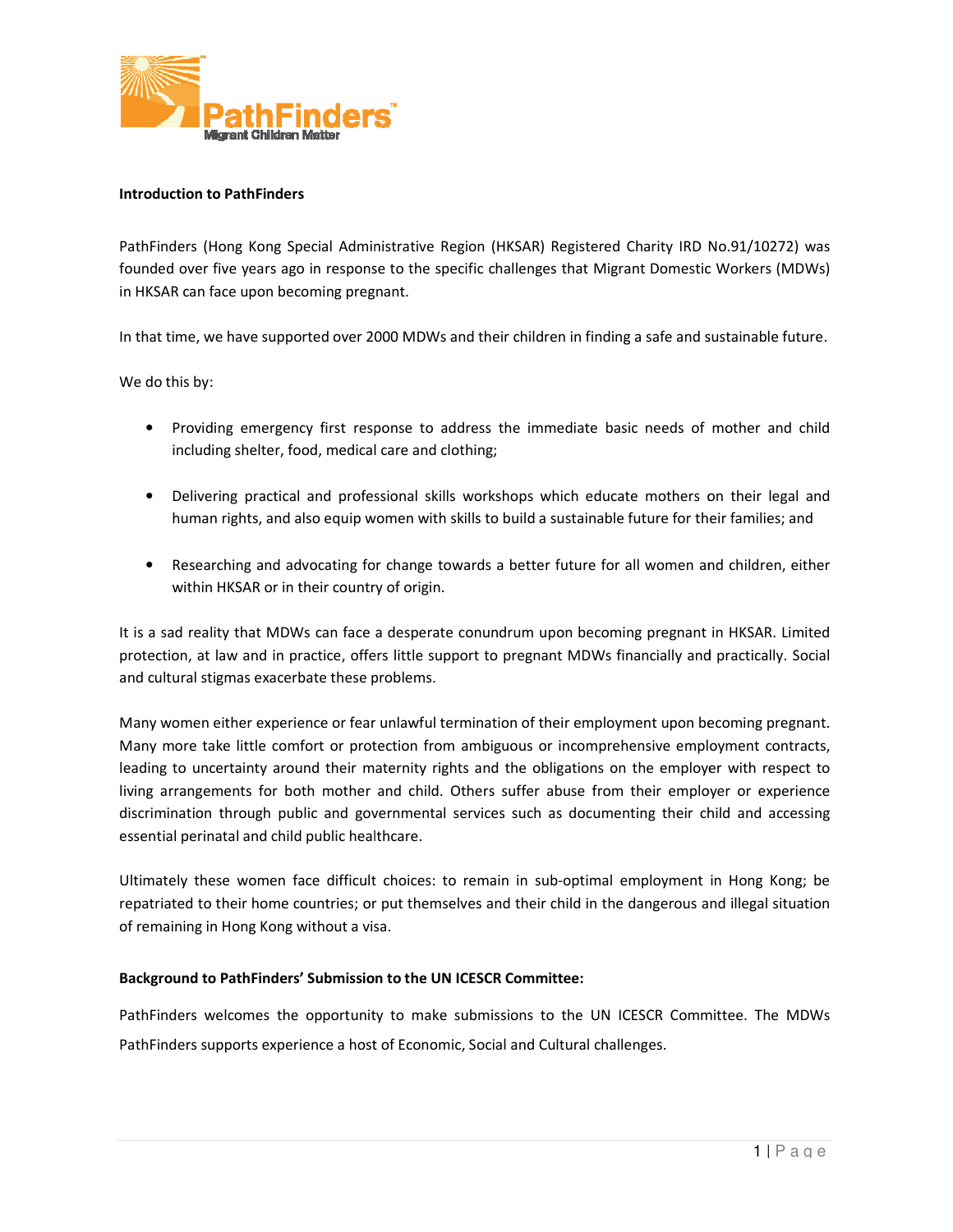**Introduction to PathFinders**

PathFinders (Hong Kong Special Administrative Region (HKSAR) Registered Charity IRD No.91/10272) was founded over five years ago in response to the specific challenges that Migrant Domestic Workers (MDWs) in HKSAR can face upon becoming pregnant.

In that time, we have supported over 2000 MDWs and their children in finding a safe and sustainable future.

We do this by:

- Providing emergency first response to address the immediate basic needs of mother and child including shelter, food, medical care and clothing;
- Delivering practical and professional skills workshops which educate mothers on their legal and human rights, and also equip women with skills to build a sustainable future for their families; and
- Researching and advocating for change towards a better future for all women and children, either within HKSAR or in their country of origin.

It is a sad reality that MDWs can face a desperate conundrum upon becoming pregnant in HKSAR. Limited protection, at law and in practice, offers little support to pregnant MDWs financially and practically. Social and cultural stigmas exacerbate these problems.

Many women either experience or fear unlawful termination of their employment upon becoming pregnant. Many more take little comfort or protection from ambiguous or incomprehensive employment contracts, leading to uncertainty around their maternity rights and the obligations on the employer with respect to living arrangements for both mother and child. Others suffer abuse from their employer or experience discrimination through public and governmental services such as documenting their child and accessing essential perinatal and child public healthcare.

Ultimately these women face difficult choices: to remain in sub-optimal employment in Hong Kong; be repatriated to their home countries; or put themselves and their child in the dangerous and illegal situation of remaining in Hong Kong without a visa.

**Background to PathFinders' Submission to the UN ICESCR Committee:**

PathFinders welcomes the opportunity to make submissions to the UN ICESCR Committee. The MDWs PathFinders supports experience a host of Economic, Social and Cultural challenges.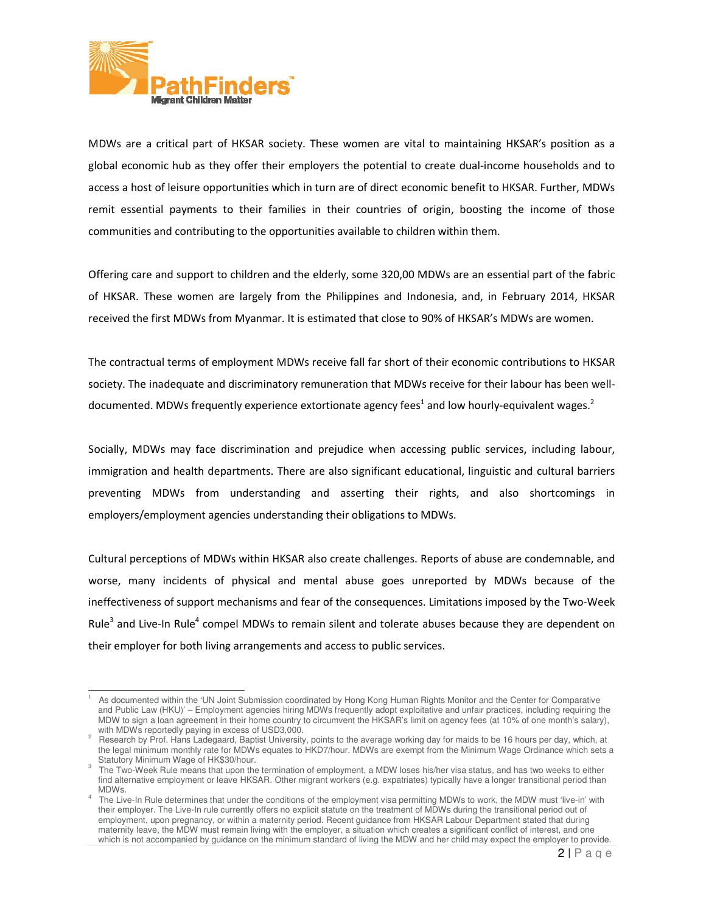MDWs are a critical part of HKSAR society. These women are vital to maintaining HKSAR's position as a global economic hub as they offer their employers the potential to create dual-income households and to access a host of leisure opportunities which in turn are of direct economic benefit to HKSAR. Further, MDWs remit essential payments to their families in their countries of origin, boosting the income of those communities and contributing to the opportunities available to children within them.

Offering care and support to children and the elderly, some 320,00 MDWs are an essential part of the fabric of HKSAR. These women are largely from the Philippines and Indonesia, and, in February 2014, HKSAR received the first MDWs from Myanmar. It is estimated that close to 90% of HKSAR's MDWs are women.

The contractual terms of employment MDWs receive fall far short of their economic contributions to HKSAR society. The inadequate and discriminatory remuneration that MDWs receive for their labour has been well-documented. MDWs frequently experience extortionate agency fees[1] and low hourly-equivalent wages.[2]

Socially, MDWs may face discrimination and prejudice when accessing public services, including labour, immigration and health departments. There are also significant educational, linguistic and cultural barriers preventing MDWs from understanding and asserting their rights, and also shortcomings in employers/employment agencies understanding their obligations to MDWs.

Cultural perceptions of MDWs within HKSAR also create challenges. Reports of abuse are condemnable, and worse, many incidents of physical and mental abuse goes unreported by MDWs because of the ineffectiveness of support mechanisms and fear of the consequences. Limitations imposed by the Two-Week Rule[3] and Live-In Rule[4] compel MDWs to remain silent and tolerate abuses because they are dependent on their employer for both living arrangements and access to public services.

---

[1] As documented within the 'UN Joint Submission coordinated by Hong Kong Human Rights Monitor and the Center for Comparative and Public Law (HKU)' – Employment agencies hiring MDWs frequently adopt exploitative and unfair practices, including requiring the MDW to sign a loan agreement in their home country to circumvent the HKSAR's limit on agency fees (at 10% of one month's salary), with MDWs reportedly paying in excess of USD3,000.

[2] Research by Prof. Hans Ladegaard, Baptist University, points to the average working day for maids to be 16 hours per day, which, at the legal minimum monthly rate for MDWs equates to HKD7/hour. MDWs are exempt from the Minimum Wage Ordinance which sets a Statutory Minimum Wage of HK$30/hour.

[3] The Two-Week Rule means that upon the termination of employment, a MDW loses his/her visa status, and has two weeks to either find alternative employment or leave HKSAR. Other migrant workers (e.g. expatriates) typically have a longer transitional period than MDWs.

[4] The Live-In Rule determines that under the conditions of the employment visa permitting MDWs to work, the MDW must 'live-in' with their employer. The Live-In rule currently offers no explicit statute on the treatment of MDWs during the transitional period out of employment, upon pregnancy, or within a maternity period. Recent guidance from HKSAR Labour Department stated that during maternity leave, the MDW must remain living with the employer, a situation which creates a significant conflict of interest, and one which is not accompanied by guidance on the minimum standard of living the MDW and her child may expect the employer to provide.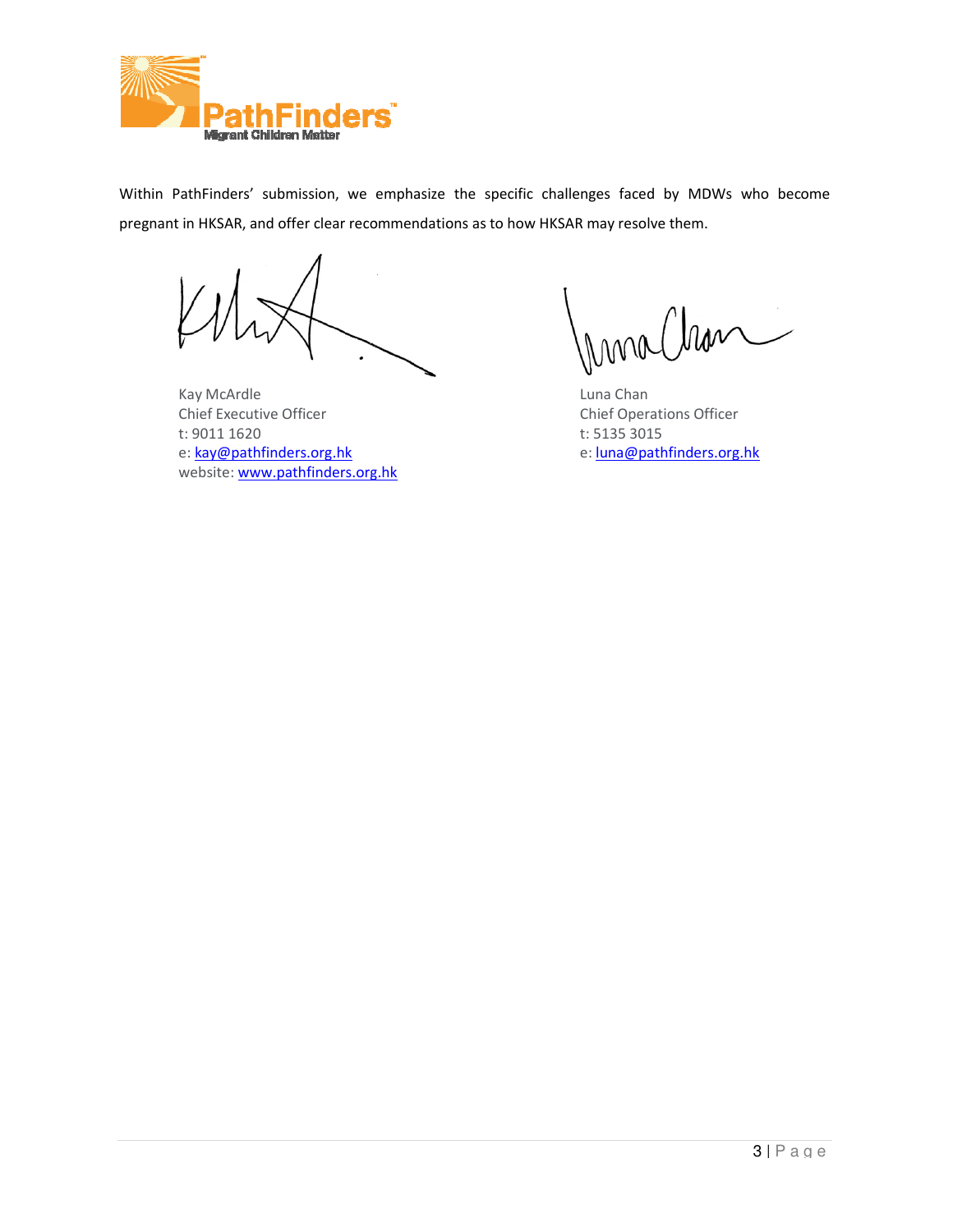Within PathFinders' submission, we emphasize the specific challenges faced by MDWs who become pregnant in HKSAR, and offer clear recommendations as to how HKSAR may resolve them.

Kay McArdle
Chief Executive Officer
t: 9011 1620
e: kay@pathfinders.org.hk
website: www.pathfinders.org.hk

Luna Chan
Chief Operations Officer
t: 5135 3015
e: luna@pathfinders.org.hk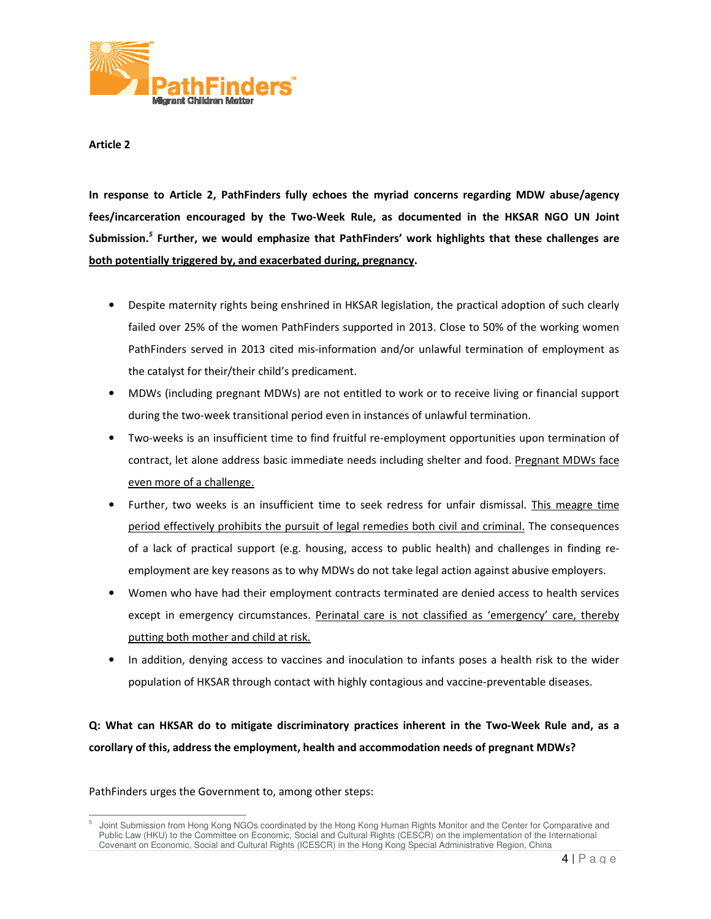**Article 2**

**In response to Article 2, PathFinders fully echoes the myriad concerns regarding MDW abuse/agency fees/incarceration encouraged by the Two-Week Rule, as documented in the HKSAR NGO UN Joint Submission.[5] Further, we would emphasize that PathFinders' work highlights that these challenges are <u>both potentially triggered by, and exacerbated during, pregnancy</u>.**

- Despite maternity rights being enshrined in HKSAR legislation, the practical adoption of such clearly failed over 25% of the women PathFinders supported in 2013. Close to 50% of the working women PathFinders served in 2013 cited mis-information and/or unlawful termination of employment as the catalyst for their/their child's predicament.
- MDWs (including pregnant MDWs) are not entitled to work or to receive living or financial support during the two-week transitional period even in instances of unlawful termination.
- Two-weeks is an insufficient time to find fruitful re-employment opportunities upon termination of contract, let alone address basic immediate needs including shelter and food. <u>Pregnant MDWs face even more of a challenge.</u>
- Further, two weeks is an insufficient time to seek redress for unfair dismissal. <u>This meagre time period effectively prohibits the pursuit of legal remedies both civil and criminal.</u> The consequences of a lack of practical support (e.g. housing, access to public health) and challenges in finding re-employment are key reasons as to why MDWs do not take legal action against abusive employers.
- Women who have had their employment contracts terminated are denied access to health services except in emergency circumstances. <u>Perinatal care is not classified as 'emergency' care, thereby putting both mother and child at risk.</u>
- In addition, denying access to vaccines and inoculation to infants poses a health risk to the wider population of HKSAR through contact with highly contagious and vaccine-preventable diseases.

**Q: What can HKSAR do to mitigate discriminatory practices inherent in the Two-Week Rule and, as a corollary of this, address the employment, health and accommodation needs of pregnant MDWs?**

PathFinders urges the Government to, among other steps:

[5] Joint Submission from Hong Kong NGOs coordinated by the Hong Kong Human Rights Monitor and the Center for Comparative and Public Law (HKU) to the Committee on Economic, Social and Cultural Rights (CESCR) on the implementation of the International Covenant on Economic, Social and Cultural Rights (ICESCR) in the Hong Kong Special Administrative Region, China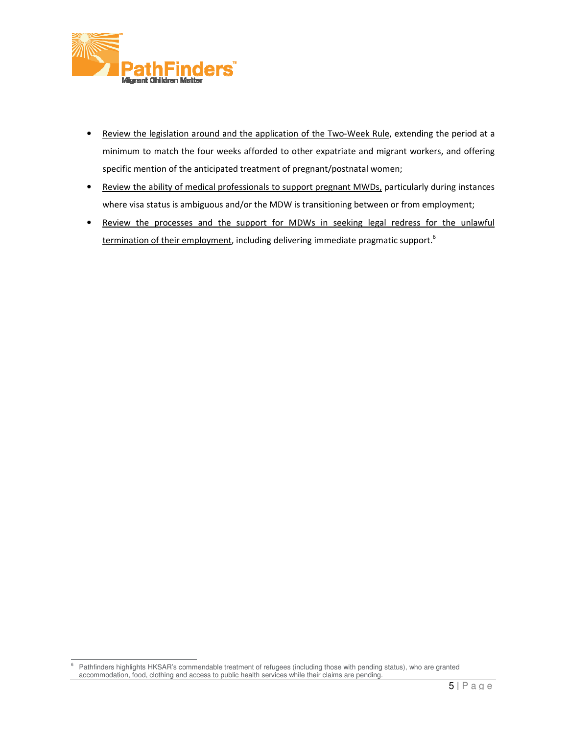- Review the legislation around and the application of the Two-Week Rule, extending the period at a minimum to match the four weeks afforded to other expatriate and migrant workers, and offering specific mention of the anticipated treatment of pregnant/postnatal women;
- Review the ability of medical professionals to support pregnant MWDs, particularly during instances where visa status is ambiguous and/or the MDW is transitioning between or from employment;
- Review the processes and the support for MDWs in seeking legal redress for the unlawful termination of their employment, including delivering immediate pragmatic support.[6]

[6] Pathfinders highlights HKSAR's commendable treatment of refugees (including those with pending status), who are granted accommodation, food, clothing and access to public health services while their claims are pending.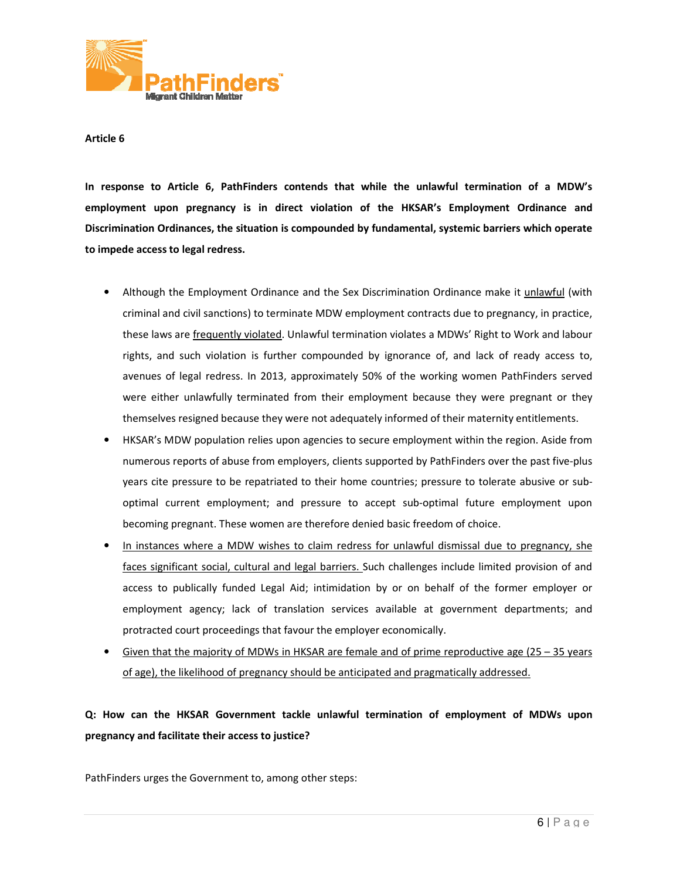**Article 6**

**In response to Article 6, PathFinders contends that while the unlawful termination of a MDW's employment upon pregnancy is in direct violation of the HKSAR's Employment Ordinance and Discrimination Ordinances, the situation is compounded by fundamental, systemic barriers which operate to impede access to legal redress.**

- Although the Employment Ordinance and the Sex Discrimination Ordinance make it <u>unlawful</u> (with criminal and civil sanctions) to terminate MDW employment contracts due to pregnancy, in practice, these laws are <u>frequently violated</u>. Unlawful termination violates a MDWs' Right to Work and labour rights, and such violation is further compounded by ignorance of, and lack of ready access to, avenues of legal redress. In 2013, approximately 50% of the working women PathFinders served were either unlawfully terminated from their employment because they were pregnant or they themselves resigned because they were not adequately informed of their maternity entitlements.
- HKSAR's MDW population relies upon agencies to secure employment within the region. Aside from numerous reports of abuse from employers, clients supported by PathFinders over the past five-plus years cite pressure to be repatriated to their home countries; pressure to tolerate abusive or sub-optimal current employment; and pressure to accept sub-optimal future employment upon becoming pregnant. These women are therefore denied basic freedom of choice.
- <u>In instances where a MDW wishes to claim redress for unlawful dismissal due to pregnancy, she faces significant social, cultural and legal barriers.</u> Such challenges include limited provision of and access to publically funded Legal Aid; intimidation by or on behalf of the former employer or employment agency; lack of translation services available at government departments; and protracted court proceedings that favour the employer economically.
- <u>Given that the majority of MDWs in HKSAR are female and of prime reproductive age (25 – 35 years of age), the likelihood of pregnancy should be anticipated and pragmatically addressed.</u>

**Q: How can the HKSAR Government tackle unlawful termination of employment of MDWs upon pregnancy and facilitate their access to justice?**

PathFinders urges the Government to, among other steps: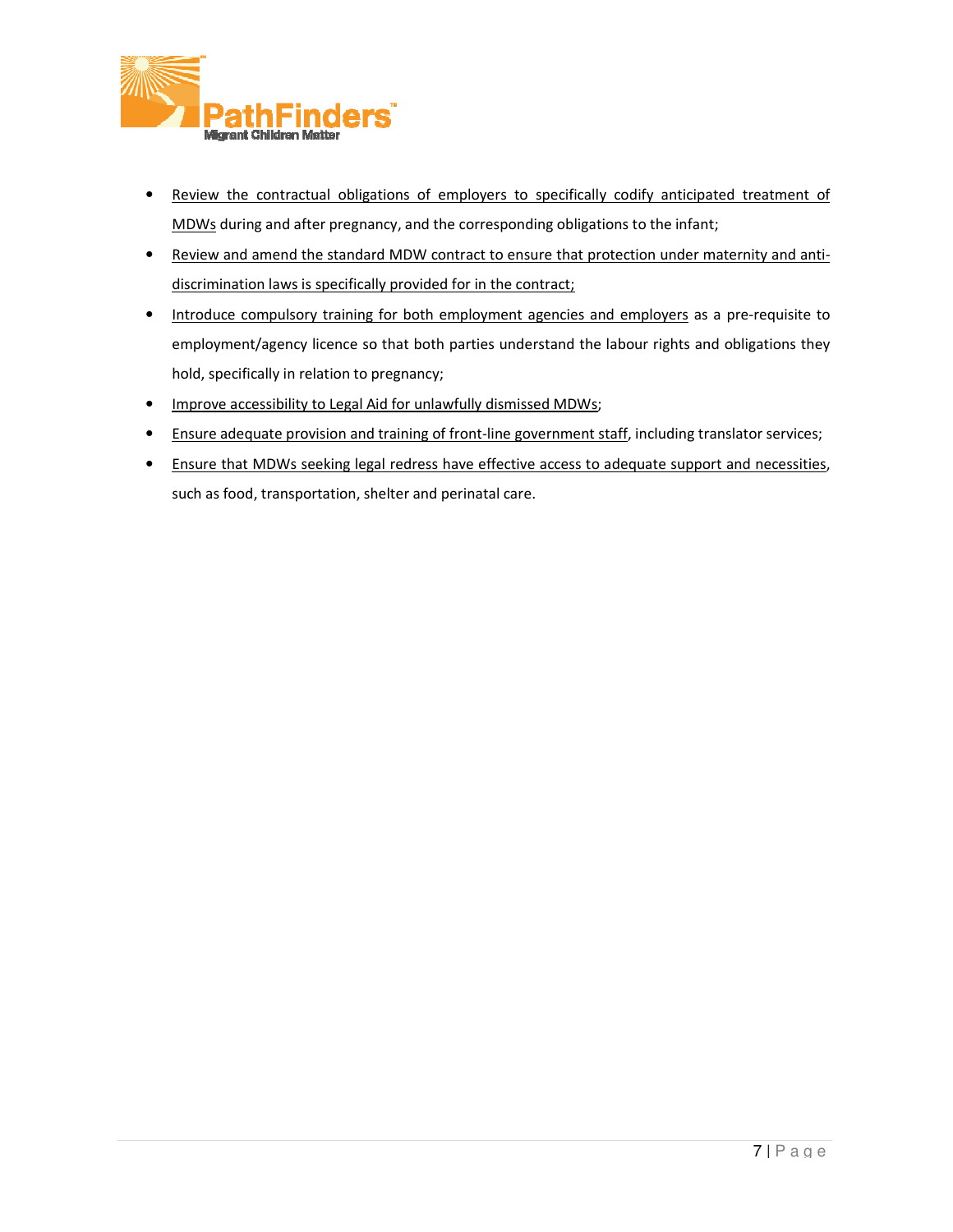- Review the contractual obligations of employers to specifically codify anticipated treatment of MDWs during and after pregnancy, and the corresponding obligations to the infant;
- Review and amend the standard MDW contract to ensure that protection under maternity and anti-discrimination laws is specifically provided for in the contract;
- Introduce compulsory training for both employment agencies and employers as a pre-requisite to employment/agency licence so that both parties understand the labour rights and obligations they hold, specifically in relation to pregnancy;
- Improve accessibility to Legal Aid for unlawfully dismissed MDWs;
- Ensure adequate provision and training of front-line government staff, including translator services;
- Ensure that MDWs seeking legal redress have effective access to adequate support and necessities, such as food, transportation, shelter and perinatal care.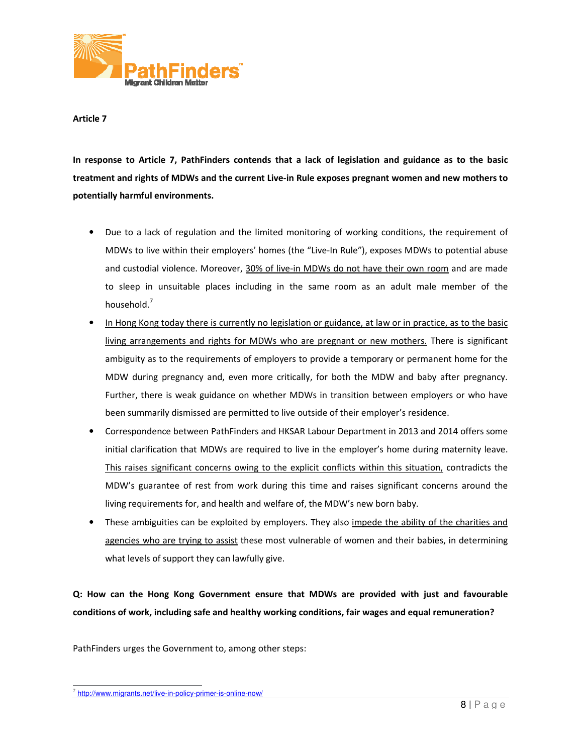**Article 7**

**In response to Article 7, PathFinders contends that a lack of legislation and guidance as to the basic treatment and rights of MDWs and the current Live-in Rule exposes pregnant women and new mothers to potentially harmful environments.**

- Due to a lack of regulation and the limited monitoring of working conditions, the requirement of MDWs to live within their employers' homes (the "Live-In Rule"), exposes MDWs to potential abuse and custodial violence. Moreover, 30% of live-in MDWs do not have their own room and are made to sleep in unsuitable places including in the same room as an adult male member of the household.[7]
- In Hong Kong today there is currently no legislation or guidance, at law or in practice, as to the basic living arrangements and rights for MDWs who are pregnant or new mothers. There is significant ambiguity as to the requirements of employers to provide a temporary or permanent home for the MDW during pregnancy and, even more critically, for both the MDW and baby after pregnancy. Further, there is weak guidance on whether MDWs in transition between employers or who have been summarily dismissed are permitted to live outside of their employer's residence.
- Correspondence between PathFinders and HKSAR Labour Department in 2013 and 2014 offers some initial clarification that MDWs are required to live in the employer's home during maternity leave. This raises significant concerns owing to the explicit conflicts within this situation, contradicts the MDW's guarantee of rest from work during this time and raises significant concerns around the living requirements for, and health and welfare of, the MDW's new born baby.
- These ambiguities can be exploited by employers. They also impede the ability of the charities and agencies who are trying to assist these most vulnerable of women and their babies, in determining what levels of support they can lawfully give.

**Q: How can the Hong Kong Government ensure that MDWs are provided with just and favourable conditions of work, including safe and healthy working conditions, fair wages and equal remuneration?**

PathFinders urges the Government to, among other steps:

---

[7] http://www.migrants.net/live-in-policy-primer-is-online-now/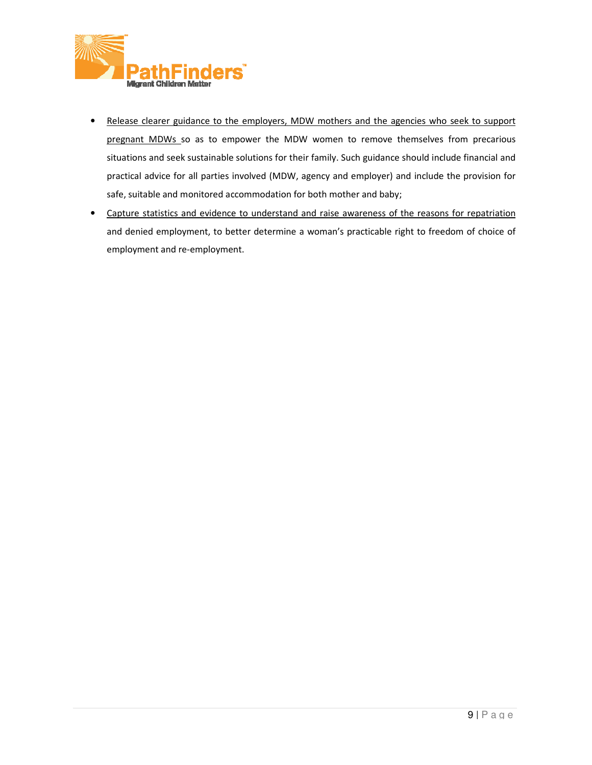- <u>Release clearer guidance to the employers, MDW mothers and the agencies who seek to support pregnant MDWs</u> so as to empower the MDW women to remove themselves from precarious situations and seek sustainable solutions for their family. Such guidance should include financial and practical advice for all parties involved (MDW, agency and employer) and include the provision for safe, suitable and monitored accommodation for both mother and baby;
- <u>Capture statistics and evidence to understand and raise awareness of the reasons for repatriation</u> and denied employment, to better determine a woman's practicable right to freedom of choice of employment and re-employment.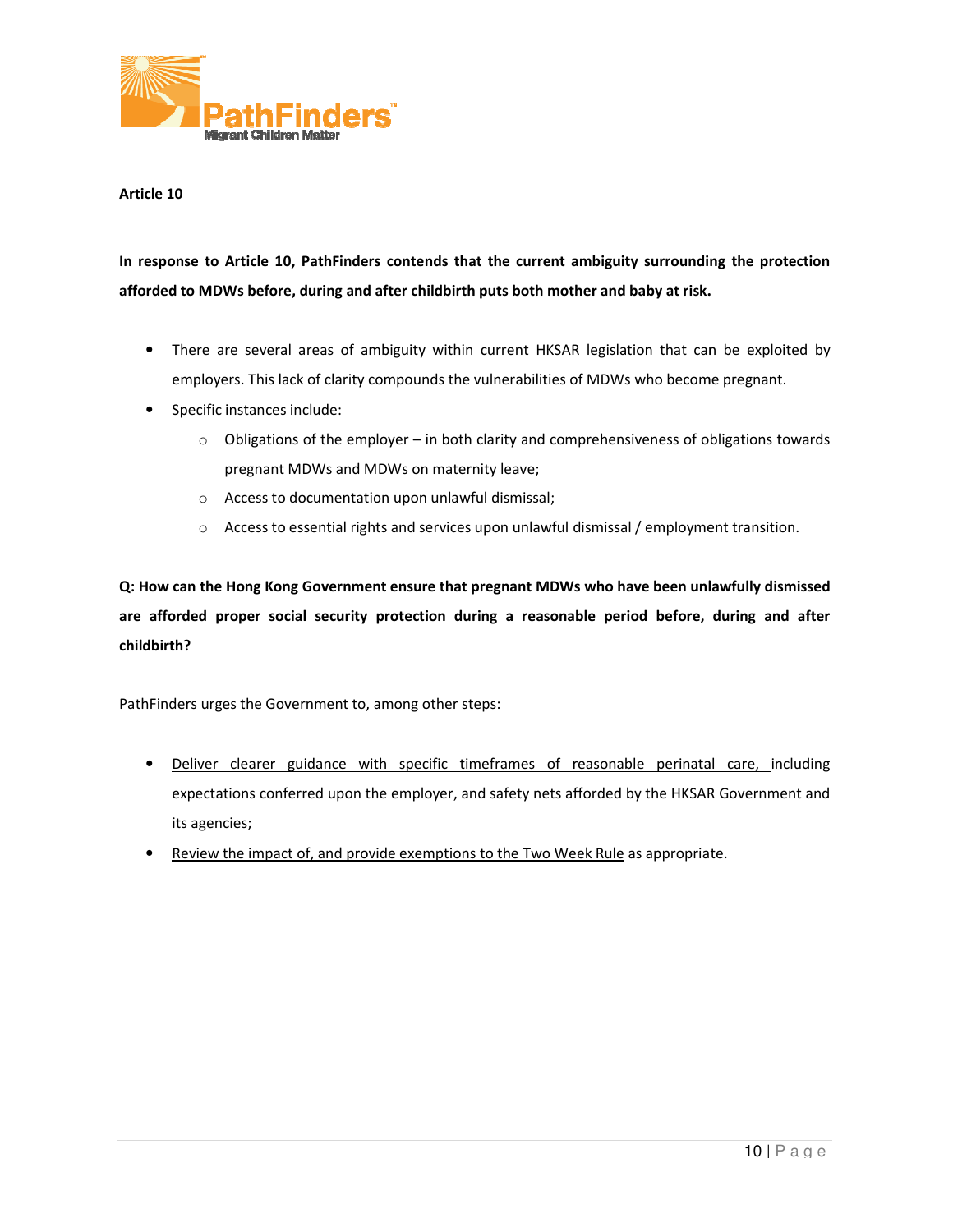**Article 10**

**In response to Article 10, PathFinders contends that the current ambiguity surrounding the protection afforded to MDWs before, during and after childbirth puts both mother and baby at risk.**

- There are several areas of ambiguity within current HKSAR legislation that can be exploited by employers. This lack of clarity compounds the vulnerabilities of MDWs who become pregnant.
- Specific instances include:
  - Obligations of the employer – in both clarity and comprehensiveness of obligations towards pregnant MDWs and MDWs on maternity leave;
  - Access to documentation upon unlawful dismissal;
  - Access to essential rights and services upon unlawful dismissal / employment transition.

**Q: How can the Hong Kong Government ensure that pregnant MDWs who have been unlawfully dismissed are afforded proper social security protection during a reasonable period before, during and after childbirth?**

PathFinders urges the Government to, among other steps:

- <u>Deliver clearer guidance with specific timeframes of reasonable perinatal care,</u> including expectations conferred upon the employer, and safety nets afforded by the HKSAR Government and its agencies;
- <u>Review the impact of, and provide exemptions to the Two Week Rule</u> as appropriate.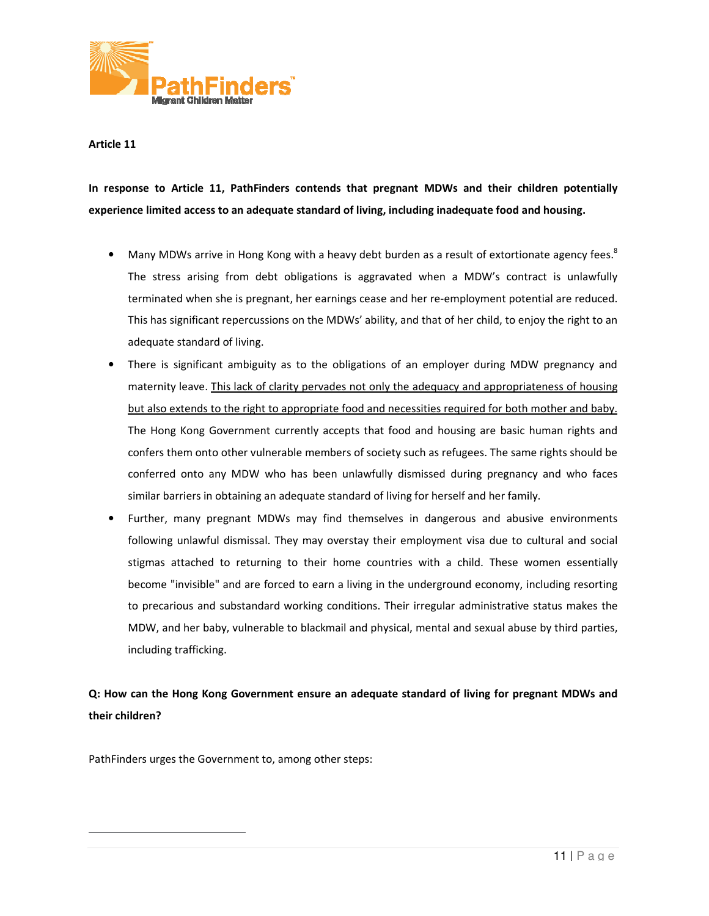**Article 11**

**In response to Article 11, PathFinders contends that pregnant MDWs and their children potentially experience limited access to an adequate standard of living, including inadequate food and housing.**

- Many MDWs arrive in Hong Kong with a heavy debt burden as a result of extortionate agency fees.[8] The stress arising from debt obligations is aggravated when a MDW's contract is unlawfully terminated when she is pregnant, her earnings cease and her re-employment potential are reduced. This has significant repercussions on the MDWs' ability, and that of her child, to enjoy the right to an adequate standard of living.
- There is significant ambiguity as to the obligations of an employer during MDW pregnancy and maternity leave. <u>This lack of clarity pervades not only the adequacy and appropriateness of housing but also extends to the right to appropriate food and necessities required for both mother and baby.</u> The Hong Kong Government currently accepts that food and housing are basic human rights and confers them onto other vulnerable members of society such as refugees. The same rights should be conferred onto any MDW who has been unlawfully dismissed during pregnancy and who faces similar barriers in obtaining an adequate standard of living for herself and her family.
- Further, many pregnant MDWs may find themselves in dangerous and abusive environments following unlawful dismissal. They may overstay their employment visa due to cultural and social stigmas attached to returning to their home countries with a child. These women essentially become "invisible" and are forced to earn a living in the underground economy, including resorting to precarious and substandard working conditions. Their irregular administrative status makes the MDW, and her baby, vulnerable to blackmail and physical, mental and sexual abuse by third parties, including trafficking.

**Q: How can the Hong Kong Government ensure an adequate standard of living for pregnant MDWs and their children?**

PathFinders urges the Government to, among other steps: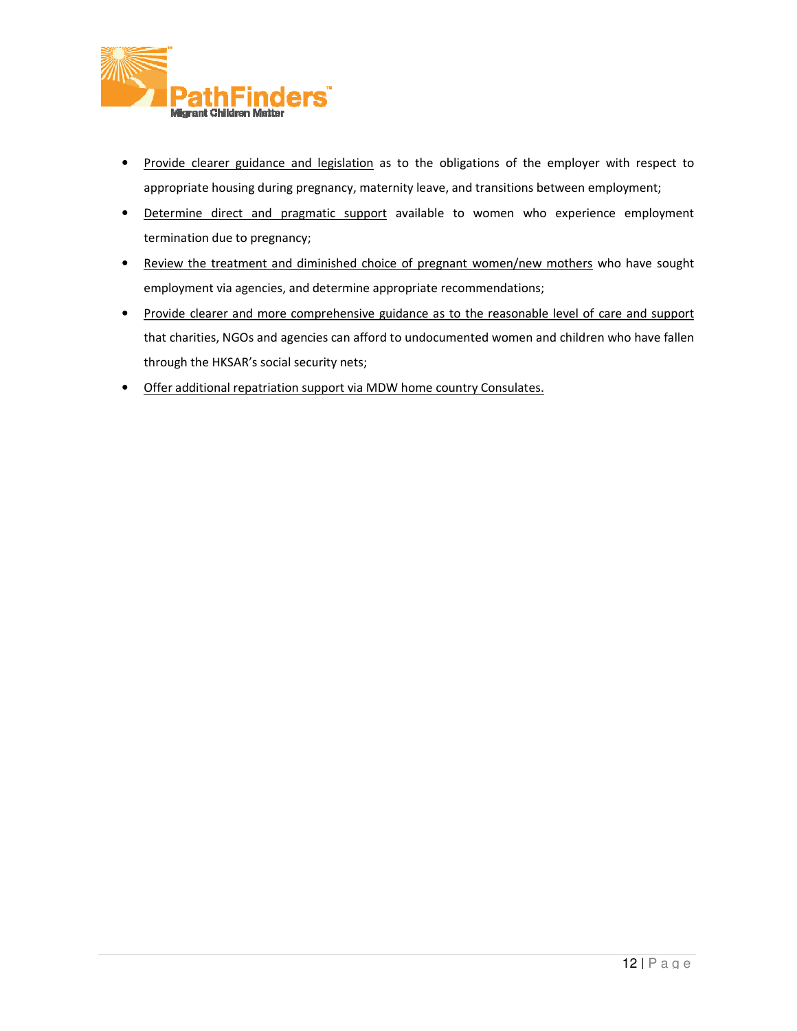- <u>Provide clearer guidance and legislation</u> as to the obligations of the employer with respect to appropriate housing during pregnancy, maternity leave, and transitions between employment;
- <u>Determine direct and pragmatic support</u> available to women who experience employment termination due to pregnancy;
- <u>Review the treatment and diminished choice of pregnant women/new mothers</u> who have sought employment via agencies, and determine appropriate recommendations;
- <u>Provide clearer and more comprehensive guidance as to the reasonable level of care and support</u> that charities, NGOs and agencies can afford to undocumented women and children who have fallen through the HKSAR's social security nets;
- <u>Offer additional repatriation support via MDW home country Consulates.</u>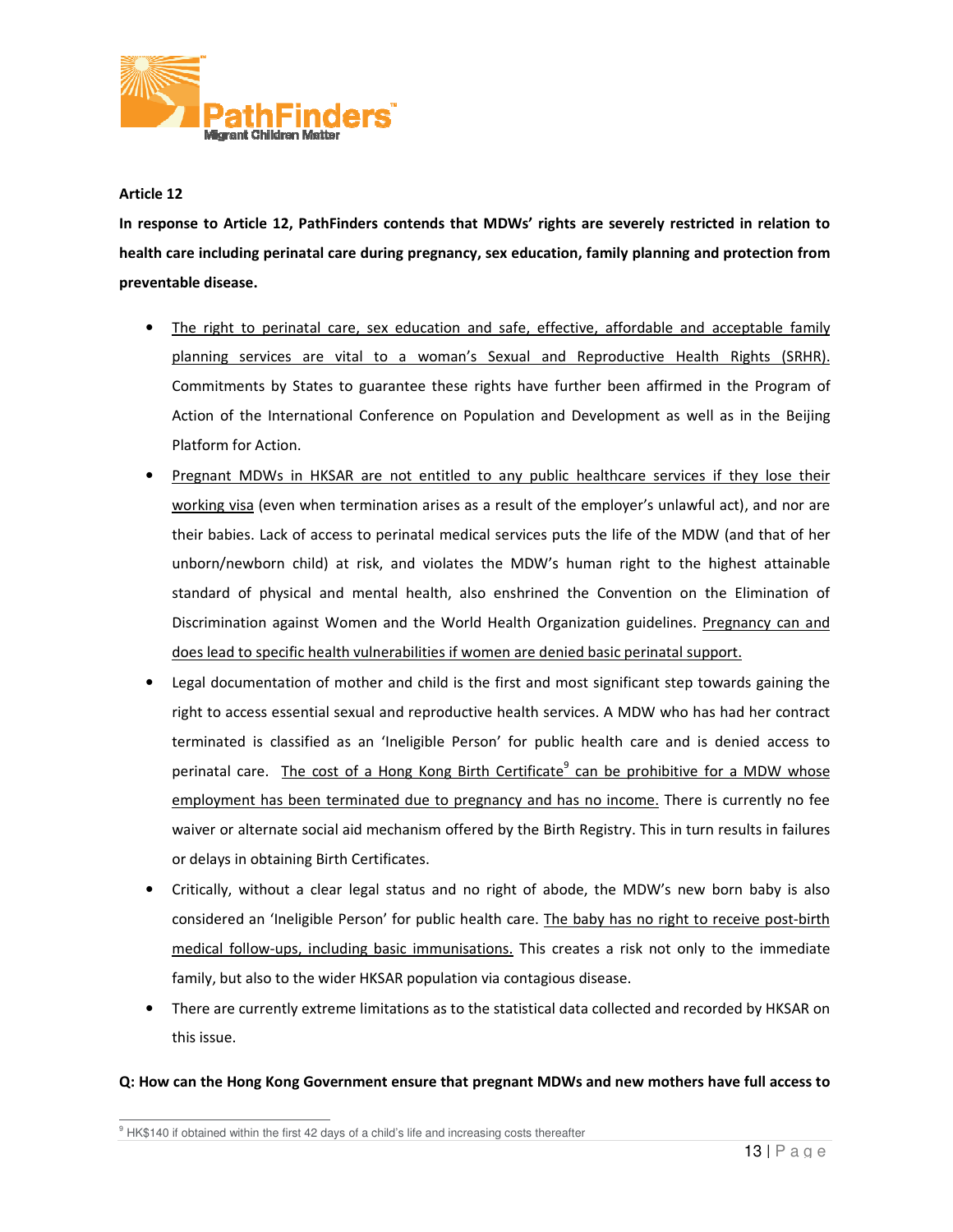**Article 12**

**In response to Article 12, PathFinders contends that MDWs' rights are severely restricted in relation to health care including perinatal care during pregnancy, sex education, family planning and protection from preventable disease.**

- The right to perinatal care, sex education and safe, effective, affordable and acceptable family planning services are vital to a woman's Sexual and Reproductive Health Rights (SRHR). Commitments by States to guarantee these rights have further been affirmed in the Program of Action of the International Conference on Population and Development as well as in the Beijing Platform for Action.
- Pregnant MDWs in HKSAR are not entitled to any public healthcare services if they lose their working visa (even when termination arises as a result of the employer's unlawful act), and nor are their babies. Lack of access to perinatal medical services puts the life of the MDW (and that of her unborn/newborn child) at risk, and violates the MDW's human right to the highest attainable standard of physical and mental health, also enshrined the Convention on the Elimination of Discrimination against Women and the World Health Organization guidelines. Pregnancy can and does lead to specific health vulnerabilities if women are denied basic perinatal support.
- Legal documentation of mother and child is the first and most significant step towards gaining the right to access essential sexual and reproductive health services. A MDW who has had her contract terminated is classified as an 'Ineligible Person' for public health care and is denied access to perinatal care. The cost of a Hong Kong Birth Certificate[9] can be prohibitive for a MDW whose employment has been terminated due to pregnancy and has no income. There is currently no fee waiver or alternate social aid mechanism offered by the Birth Registry. This in turn results in failures or delays in obtaining Birth Certificates.
- Critically, without a clear legal status and no right of abode, the MDW's new born baby is also considered an 'Ineligible Person' for public health care. The baby has no right to receive post-birth medical follow-ups, including basic immunisations. This creates a risk not only to the immediate family, but also to the wider HKSAR population via contagious disease.
- There are currently extreme limitations as to the statistical data collected and recorded by HKSAR on this issue.

**Q: How can the Hong Kong Government ensure that pregnant MDWs and new mothers have full access to**

[9] HK$140 if obtained within the first 42 days of a child's life and increasing costs thereafter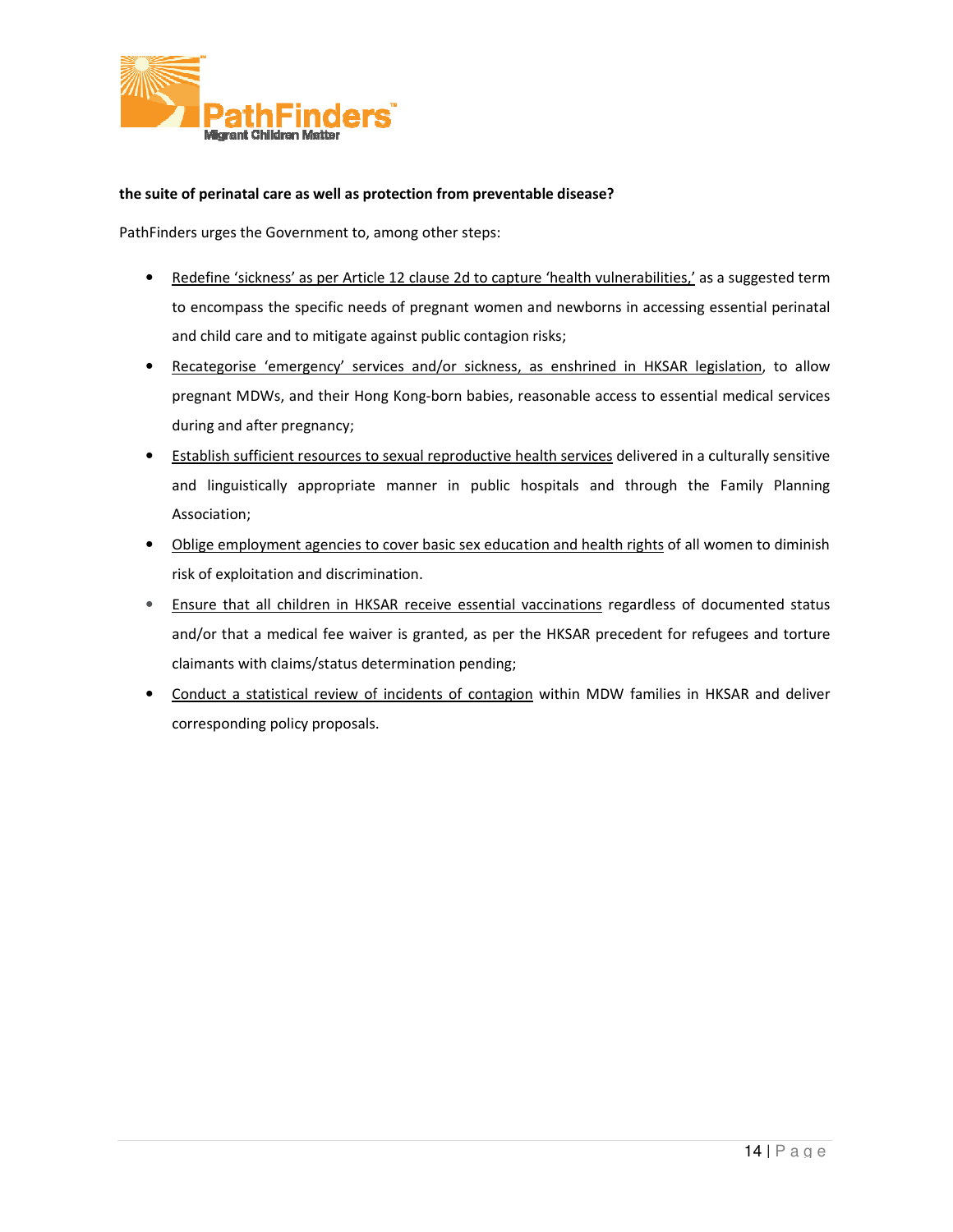**the suite of perinatal care as well as protection from preventable disease?**

PathFinders urges the Government to, among other steps:

- Redefine 'sickness' as per Article 12 clause 2d to capture 'health vulnerabilities,' as a suggested term to encompass the specific needs of pregnant women and newborns in accessing essential perinatal and child care and to mitigate against public contagion risks;
- Recategorise 'emergency' services and/or sickness, as enshrined in HKSAR legislation, to allow pregnant MDWs, and their Hong Kong-born babies, reasonable access to essential medical services during and after pregnancy;
- Establish sufficient resources to sexual reproductive health services delivered in a culturally sensitive and linguistically appropriate manner in public hospitals and through the Family Planning Association;
- Oblige employment agencies to cover basic sex education and health rights of all women to diminish risk of exploitation and discrimination.
- Ensure that all children in HKSAR receive essential vaccinations regardless of documented status and/or that a medical fee waiver is granted, as per the HKSAR precedent for refugees and torture claimants with claims/status determination pending;
- Conduct a statistical review of incidents of contagion within MDW families in HKSAR and deliver corresponding policy proposals.